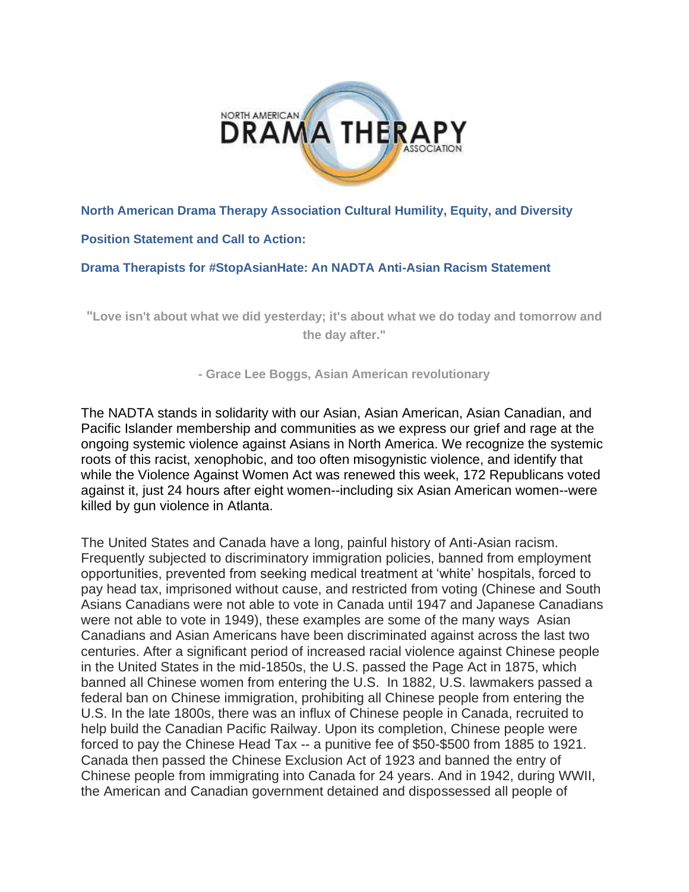**North American Drama Therapy Association Cultural Humility, Equity, and Diversity**

**Position Statement and Call to Action:**

**Drama Therapists for #StopAsianHate: An NADTA Anti-Asian Racism Statement**

> **"Love isn't about what we did yesterday; it's about what we do today and tomorrow and the day after."**
>
> **- Grace Lee Boggs, Asian American revolutionary**

The NADTA stands in solidarity with our Asian, Asian American, Asian Canadian, and Pacific Islander membership and communities as we express our grief and rage at the ongoing systemic violence against Asians in North America. We recognize the systemic roots of this racist, xenophobic, and too often misogynistic violence, and identify that while the Violence Against Women Act was renewed this week, 172 Republicans voted against it, just 24 hours after eight women--including six Asian American women--were killed by gun violence in Atlanta.

The United States and Canada have a long, painful history of Anti-Asian racism. Frequently subjected to discriminatory immigration policies, banned from employment opportunities, prevented from seeking medical treatment at 'white' hospitals, forced to pay head tax, imprisoned without cause, and restricted from voting (Chinese and South Asians Canadians were not able to vote in Canada until 1947 and Japanese Canadians were not able to vote in 1949), these examples are some of the many ways Asian Canadians and Asian Americans have been discriminated against across the last two centuries. After a significant period of increased racial violence against Chinese people in the United States in the mid-1850s, the U.S. passed the Page Act in 1875, which banned all Chinese women from entering the U.S. In 1882, U.S. lawmakers passed a federal ban on Chinese immigration, prohibiting all Chinese people from entering the U.S. In the late 1800s, there was an influx of Chinese people in Canada, recruited to help build the Canadian Pacific Railway. Upon its completion, Chinese people were forced to pay the Chinese Head Tax -- a punitive fee of $50-$500 from 1885 to 1921. Canada then passed the Chinese Exclusion Act of 1923 and banned the entry of Chinese people from immigrating into Canada for 24 years. And in 1942, during WWII, the American and Canadian government detained and dispossessed all people of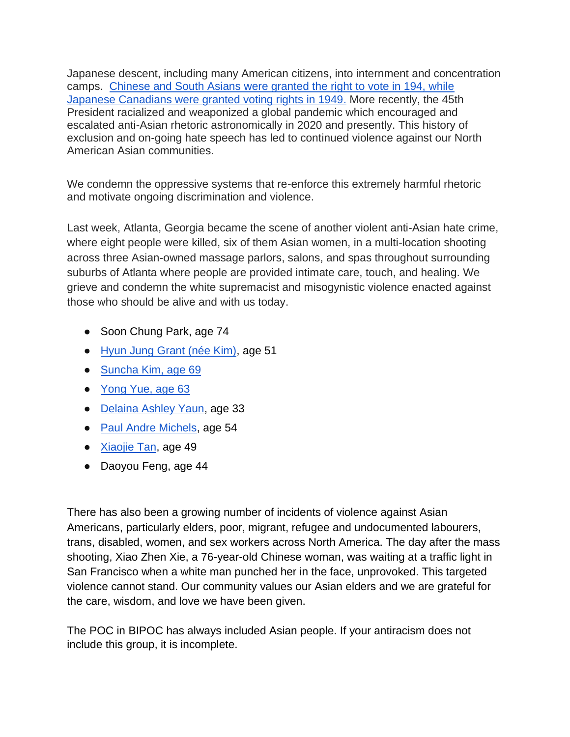Japanese descent, including many American citizens, into internment and concentration camps. Chinese and South Asians were granted the right to vote in 194, while Japanese Canadians were granted voting rights in 1949. More recently, the 45th President racialized and weaponized a global pandemic which encouraged and escalated anti-Asian rhetoric astronomically in 2020 and presently. This history of exclusion and on-going hate speech has led to continued violence against our North American Asian communities.

We condemn the oppressive systems that re-enforce this extremely harmful rhetoric and motivate ongoing discrimination and violence.

Last week, Atlanta, Georgia became the scene of another violent anti-Asian hate crime, where eight people were killed, six of them Asian women, in a multi-location shooting across three Asian-owned massage parlors, salons, and spas throughout surrounding suburbs of Atlanta where people are provided intimate care, touch, and healing. We grieve and condemn the white supremacist and misogynistic violence enacted against those who should be alive and with us today.

- Soon Chung Park, age 74
- Hyun Jung Grant (née Kim), age 51
- Suncha Kim, age 69
- Yong Yue, age 63
- Delaina Ashley Yaun, age 33
- Paul Andre Michels, age 54
- Xiaojie Tan, age 49
- Daoyou Feng, age 44

There has also been a growing number of incidents of violence against Asian Americans, particularly elders, poor, migrant, refugee and undocumented labourers, trans, disabled, women, and sex workers across North America. The day after the mass shooting, Xiao Zhen Xie, a 76-year-old Chinese woman, was waiting at a traffic light in San Francisco when a white man punched her in the face, unprovoked. This targeted violence cannot stand. Our community values our Asian elders and we are grateful for the care, wisdom, and love we have been given.

The POC in BIPOC has always included Asian people. If your antiracism does not include this group, it is incomplete.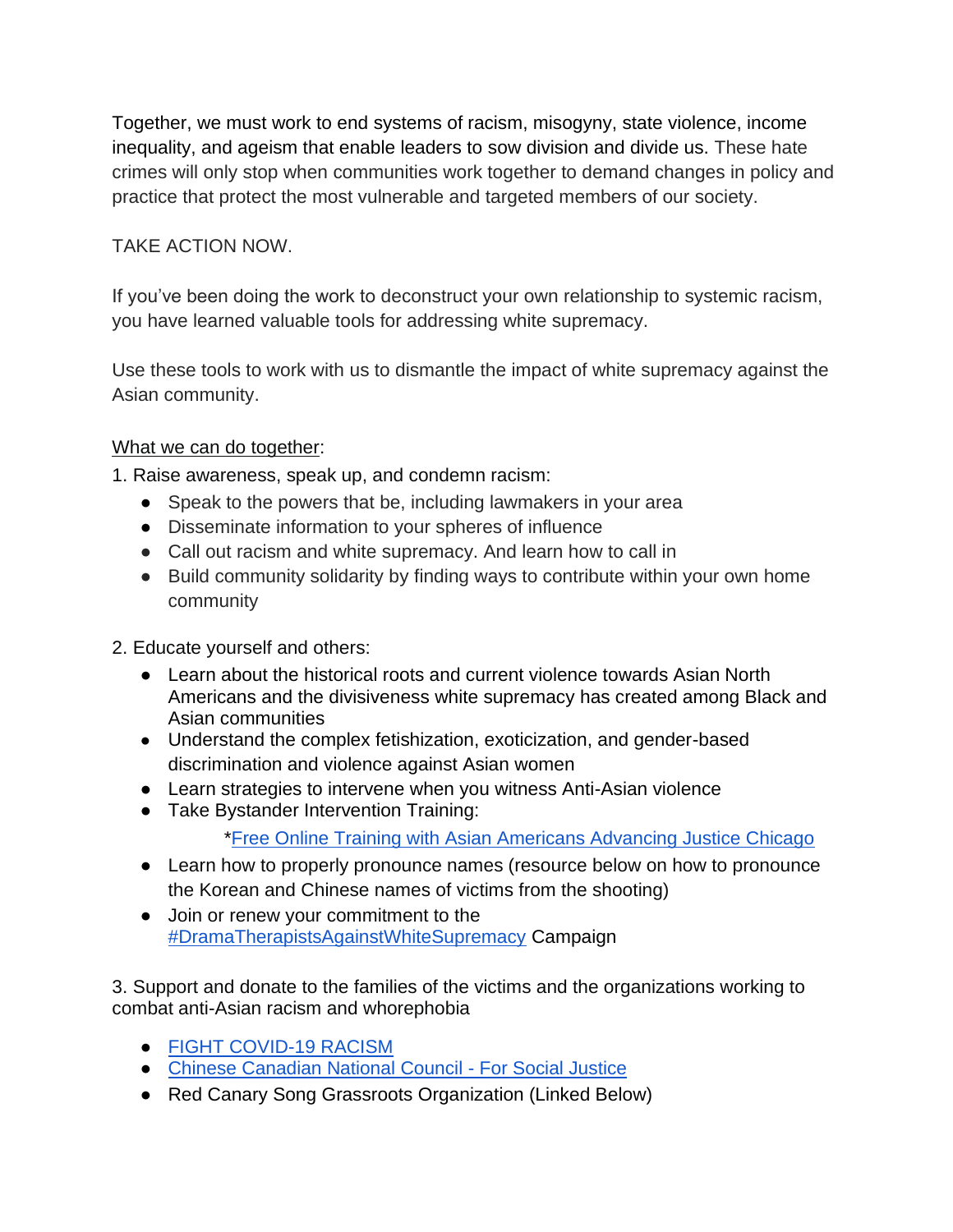Together, we must work to end systems of racism, misogyny, state violence, income inequality, and ageism that enable leaders to sow division and divide us. These hate crimes will only stop when communities work together to demand changes in policy and practice that protect the most vulnerable and targeted members of our society.

TAKE ACTION NOW.

If you've been doing the work to deconstruct your own relationship to systemic racism, you have learned valuable tools for addressing white supremacy.

Use these tools to work with us to dismantle the impact of white supremacy against the Asian community.

<u>What we can do together</u>:

1. Raise awareness, speak up, and condemn racism:
   - Speak to the powers that be, including lawmakers in your area
   - Disseminate information to your spheres of influence
   - Call out racism and white supremacy. And learn how to call in
   - Build community solidarity by finding ways to contribute within your own home community

2. Educate yourself and others:
   - Learn about the historical roots and current violence towards Asian North Americans and the divisiveness white supremacy has created among Black and Asian communities
   - Understand the complex fetishization, exoticization, and gender-based discrimination and violence against Asian women
   - Learn strategies to intervene when you witness Anti-Asian violence
   - Take Bystander Intervention Training:
     
     *Free Online Training with Asian Americans Advancing Justice Chicago
   - Learn how to properly pronounce names (resource below on how to pronounce the Korean and Chinese names of victims from the shooting)
   - Join or renew your commitment to the #DramaTherapistsAgainstWhiteSupremacy Campaign

3. Support and donate to the families of the victims and the organizations working to combat anti-Asian racism and whorephobia
   - FIGHT COVID-19 RACISM
   - Chinese Canadian National Council - For Social Justice
   - Red Canary Song Grassroots Organization (Linked Below)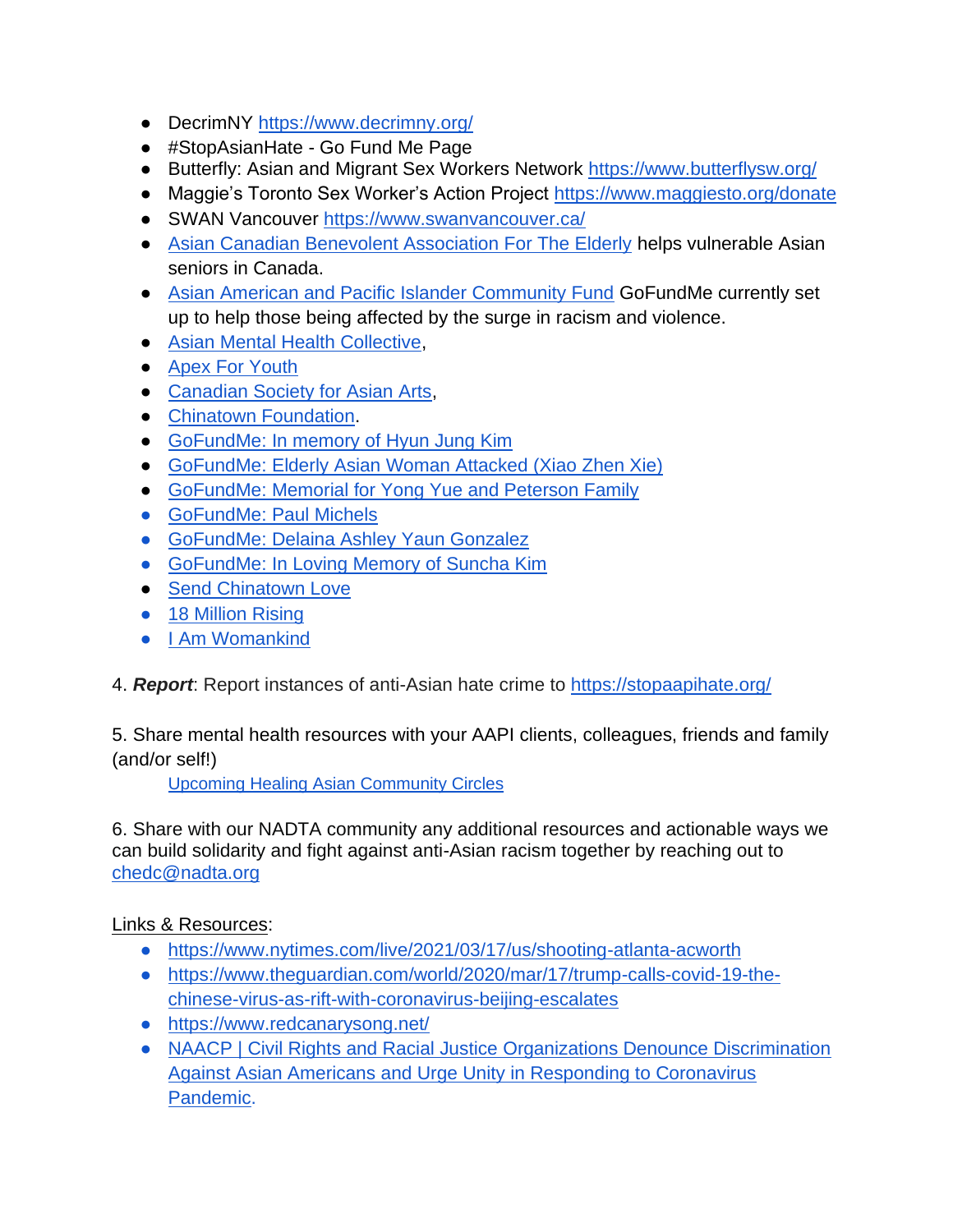- DecrimNY https://www.decrimny.org/
- #StopAsianHate - Go Fund Me Page
- Butterfly: Asian and Migrant Sex Workers Network https://www.butterflysw.org/
- Maggie's Toronto Sex Worker's Action Project https://www.maggiesto.org/donate
- SWAN Vancouver https://www.swanvancouver.ca/
- Asian Canadian Benevolent Association For The Elderly helps vulnerable Asian seniors in Canada.
- Asian American and Pacific Islander Community Fund GoFundMe currently set up to help those being affected by the surge in racism and violence.
- Asian Mental Health Collective,
- Apex For Youth
- Canadian Society for Asian Arts,
- Chinatown Foundation.
- GoFundMe: In memory of Hyun Jung Kim
- GoFundMe: Elderly Asian Woman Attacked (Xiao Zhen Xie)
- GoFundMe: Memorial for Yong Yue and Peterson Family
- GoFundMe: Paul Michels
- GoFundMe: Delaina Ashley Yaun Gonzalez
- GoFundMe: In Loving Memory of Suncha Kim
- Send Chinatown Love
- 18 Million Rising
- I Am Womankind

4. ***Report***: Report instances of anti-Asian hate crime to https://stopaapihate.org/

5. Share mental health resources with your AAPI clients, colleagues, friends and family (and/or self!)

   Upcoming Healing Asian Community Circles

6. Share with our NADTA community any additional resources and actionable ways we can build solidarity and fight against anti-Asian racism together by reaching out to chedc@nadta.org

Links & Resources:

- https://www.nytimes.com/live/2021/03/17/us/shooting-atlanta-acworth
- https://www.theguardian.com/world/2020/mar/17/trump-calls-covid-19-the-chinese-virus-as-rift-with-coronavirus-beijing-escalates
- https://www.redcanarysong.net/
- NAACP | Civil Rights and Racial Justice Organizations Denounce Discrimination Against Asian Americans and Urge Unity in Responding to Coronavirus Pandemic.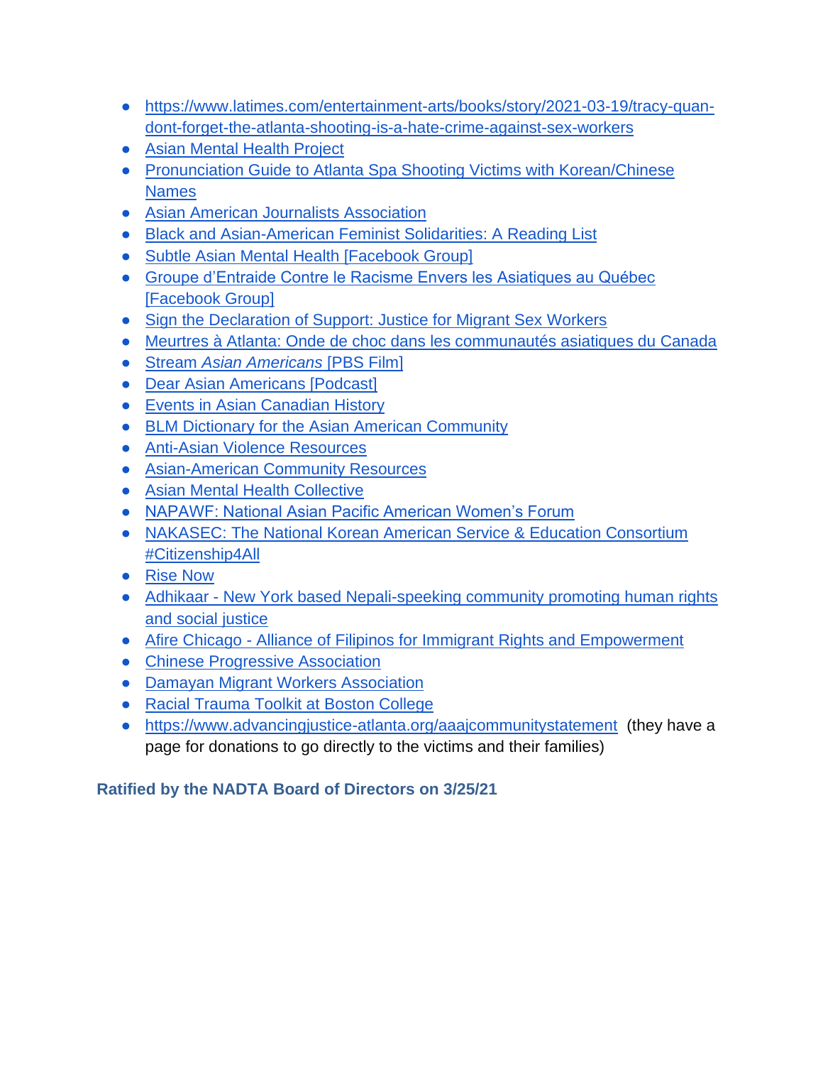- https://www.latimes.com/entertainment-arts/books/story/2021-03-19/tracy-quan-dont-forget-the-atlanta-shooting-is-a-hate-crime-against-sex-workers
- Asian Mental Health Project
- Pronunciation Guide to Atlanta Spa Shooting Victims with Korean/Chinese Names
- Asian American Journalists Association
- Black and Asian-American Feminist Solidarities: A Reading List
- Subtle Asian Mental Health [Facebook Group]
- Groupe d'Entraide Contre le Racisme Envers les Asiatiques au Québec [Facebook Group]
- Sign the Declaration of Support: Justice for Migrant Sex Workers
- Meurtres à Atlanta: Onde de choc dans les communautés asiatiques du Canada
- Stream *Asian Americans* [PBS Film]
- Dear Asian Americans [Podcast]
- Events in Asian Canadian History
- BLM Dictionary for the Asian American Community
- Anti-Asian Violence Resources
- Asian-American Community Resources
- Asian Mental Health Collective
- NAPAWF: National Asian Pacific American Women's Forum
- NAKASEC: The National Korean American Service & Education Consortium #Citizenship4All
- Rise Now
- Adhikaar - New York based Nepali-speaking community promoting human rights and social justice
- Afire Chicago - Alliance of Filipinos for Immigrant Rights and Empowerment
- Chinese Progressive Association
- Damayan Migrant Workers Association
- Racial Trauma Toolkit at Boston College
- https://www.advancingjustice-atlanta.org/aaajcommunitystatement (they have a page for donations to go directly to the victims and their families)

**Ratified by the NADTA Board of Directors on 3/25/21**